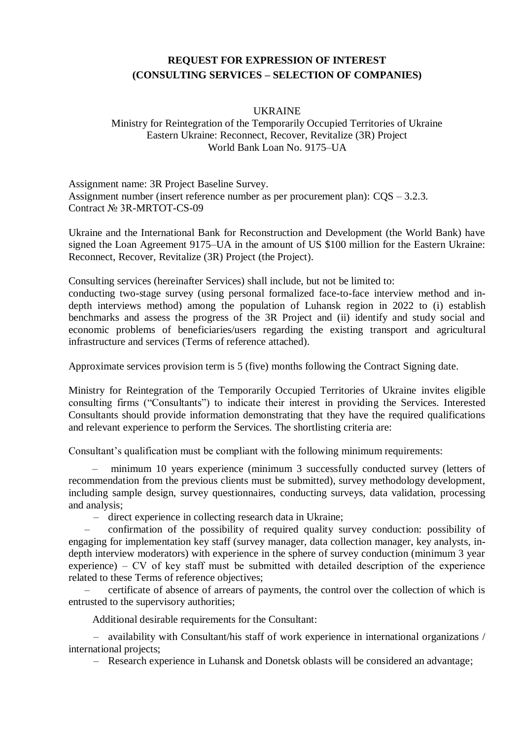# REQUEST FOR EXPRESSION OF INTEREST
# (CONSULTING SERVICES – SELECTION OF COMPANIES)

UKRAINE
Ministry for Reintegration of the Temporarily Occupied Territories of Ukraine
Eastern Ukraine: Reconnect, Recover, Revitalize (3R) Project
World Bank Loan No. 9175–UA

Assignment name: 3R Project Baseline Survey.
Assignment number (insert reference number as per procurement plan): CQS – 3.2.3.
Contract № 3R-MRTOT-CS-09

Ukraine and the International Bank for Reconstruction and Development (the World Bank) have signed the Loan Agreement 9175–UA in the amount of US $100 million for the Eastern Ukraine: Reconnect, Recover, Revitalize (3R) Project (the Project).

Consulting services (hereinafter Services) shall include, but not be limited to:
conducting two-stage survey (using personal formalized face-to-face interview method and in-depth interviews method) among the population of Luhansk region in 2022 to (i) establish benchmarks and assess the progress of the 3R Project and (ii) identify and study social and economic problems of beneficiaries/users regarding the existing transport and agricultural infrastructure and services (Terms of reference attached).

Approximate services provision term is 5 (five) months following the Contract Signing date.

Ministry for Reintegration of the Temporarily Occupied Territories of Ukraine invites eligible consulting firms ("Consultants") to indicate their interest in providing the Services. Interested Consultants should provide information demonstrating that they have the required qualifications and relevant experience to perform the Services. The shortlisting criteria are:

Consultant's qualification must be compliant with the following minimum requirements:

– minimum 10 years experience (minimum 3 successfully conducted survey (letters of recommendation from the previous clients must be submitted), survey methodology development, including sample design, survey questionnaires, conducting surveys, data validation, processing and analysis;

– direct experience in collecting research data in Ukraine;

– confirmation of the possibility of required quality survey conduction: possibility of engaging for implementation key staff (survey manager, data collection manager, key analysts, in-depth interview moderators) with experience in the sphere of survey conduction (minimum 3 year experience) – CV of key staff must be submitted with detailed description of the experience related to these Terms of reference objectives;

– certificate of absence of arrears of payments, the control over the collection of which is entrusted to the supervisory authorities;

Additional desirable requirements for the Consultant:

– availability with Consultant/his staff of work experience in international organizations / international projects;

– Research experience in Luhansk and Donetsk oblasts will be considered an advantage;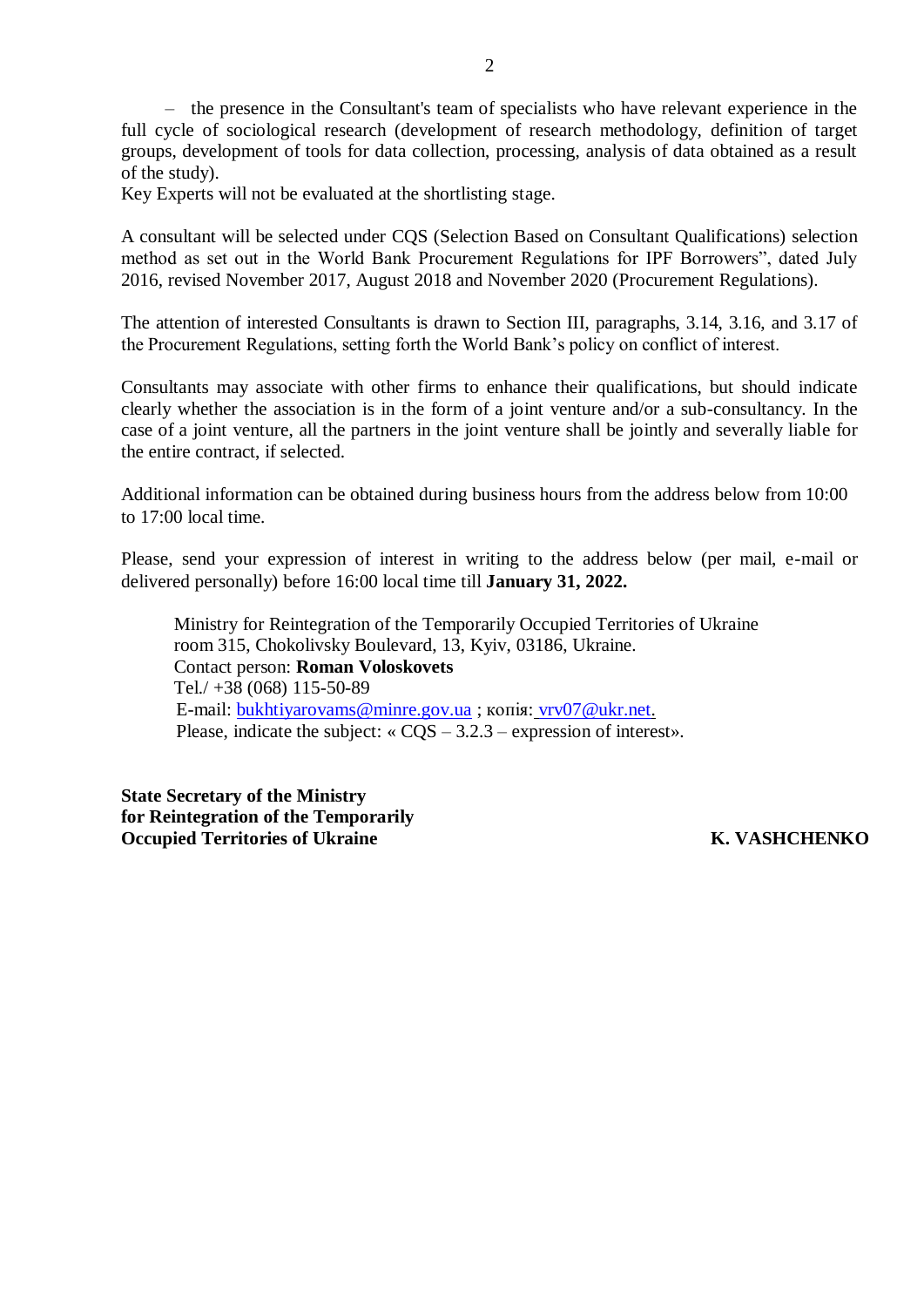– the presence in the Consultant's team of specialists who have relevant experience in the full cycle of sociological research (development of research methodology, definition of target groups, development of tools for data collection, processing, analysis of data obtained as a result of the study).

Key Experts will not be evaluated at the shortlisting stage.

A consultant will be selected under CQS (Selection Based on Consultant Qualifications) selection method as set out in the World Bank Procurement Regulations for IPF Borrowers", dated July 2016, revised November 2017, August 2018 and November 2020 (Procurement Regulations).

The attention of interested Consultants is drawn to Section III, paragraphs, 3.14, 3.16, and 3.17 of the Procurement Regulations, setting forth the World Bank's policy on conflict of interest.

Consultants may associate with other firms to enhance their qualifications, but should indicate clearly whether the association is in the form of a joint venture and/or a sub-consultancy. In the case of a joint venture, all the partners in the joint venture shall be jointly and severally liable for the entire contract, if selected.

Additional information can be obtained during business hours from the address below from 10:00 to 17:00 local time.

Please, send your expression of interest in writing to the address below (per mail, e-mail or delivered personally) before 16:00 local time till **January 31, 2022.**

Ministry for Reintegration of the Temporarily Occupied Territories of Ukraine
room 315, Chokolivsky Boulevard, 13, Kyiv, 03186, Ukraine.
Contact person: **Roman Voloskovets**
Tel./ +38 (068) 115-50-89
E-mail: bukhtiyarovams@minre.gov.ua ; копія: vrv07@ukr.net.
Please, indicate the subject: « CQS – 3.2.3 – expression of interest».

**State Secretary of the Ministry**
**for Reintegration of the Temporarily**
**Occupied Territories of Ukraine** **K. VASHCHENKO**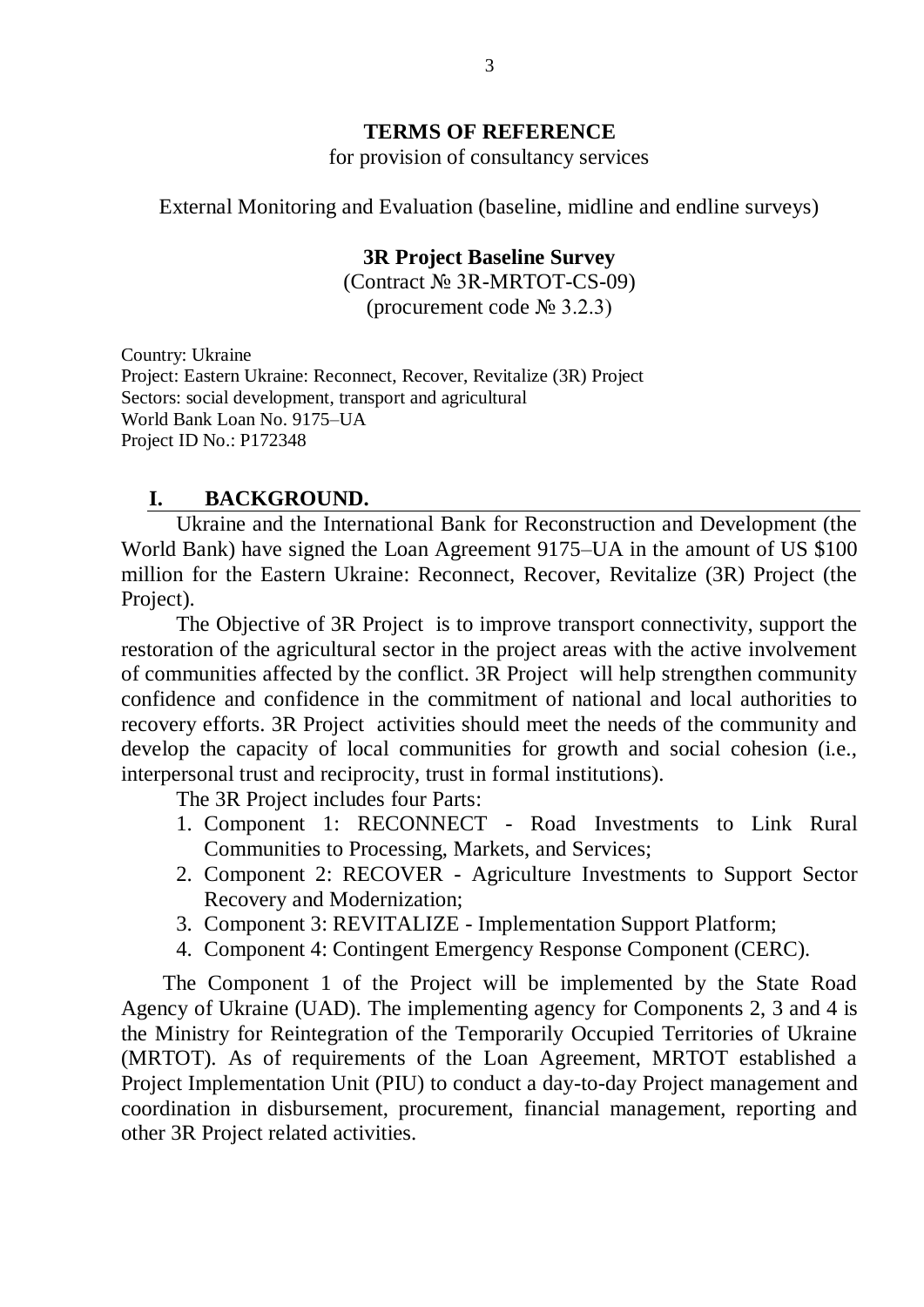**TERMS OF REFERENCE**

for provision of consultancy services

External Monitoring and Evaluation (baseline, midline and endline surveys)

**3R Project Baseline Survey**

(Contract № 3R-MRTOT-CS-09)

(procurement code № 3.2.3)

Country: Ukraine
Project: Eastern Ukraine: Reconnect, Recover, Revitalize (3R) Project
Sectors: social development, transport and agricultural
World Bank Loan No. 9175–UA
Project ID No.: P172348

## I. BACKGROUND.

Ukraine and the International Bank for Reconstruction and Development (the World Bank) have signed the Loan Agreement 9175–UA in the amount of US $100 million for the Eastern Ukraine: Reconnect, Recover, Revitalize (3R) Project (the Project).

The Objective of 3R Project is to improve transport connectivity, support the restoration of the agricultural sector in the project areas with the active involvement of communities affected by the conflict. 3R Project will help strengthen community confidence and confidence in the commitment of national and local authorities to recovery efforts. 3R Project activities should meet the needs of the community and develop the capacity of local communities for growth and social cohesion (i.e., interpersonal trust and reciprocity, trust in formal institutions).

The 3R Project includes four Parts:

1. Component 1: RECONNECT - Road Investments to Link Rural Communities to Processing, Markets, and Services;
2. Component 2: RECOVER - Agriculture Investments to Support Sector Recovery and Modernization;
3. Component 3: REVITALIZE - Implementation Support Platform;
4. Component 4: Contingent Emergency Response Component (CERC).

The Component 1 of the Project will be implemented by the State Road Agency of Ukraine (UAD). The implementing agency for Components 2, 3 and 4 is the Ministry for Reintegration of the Temporarily Occupied Territories of Ukraine (MRTOT). As of requirements of the Loan Agreement, MRTOT established a Project Implementation Unit (PIU) to conduct a day-to-day Project management and coordination in disbursement, procurement, financial management, reporting and other 3R Project related activities.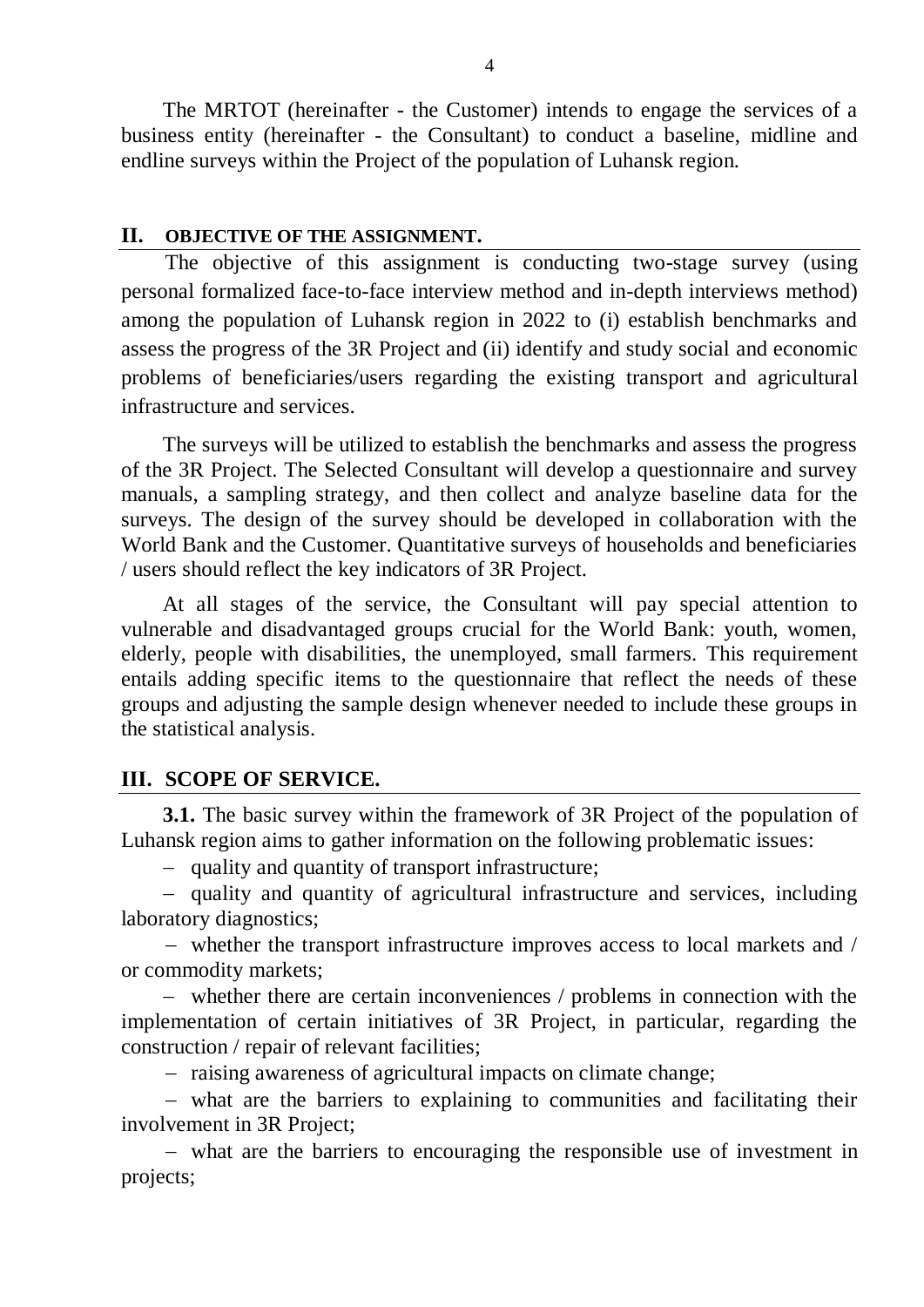The MRTOT (hereinafter - the Customer) intends to engage the services of a business entity (hereinafter - the Consultant) to conduct a baseline, midline and endline surveys within the Project of the population of Luhansk region.

## II. OBJECTIVE OF THE ASSIGNMENT.

The objective of this assignment is conducting two-stage survey (using personal formalized face-to-face interview method and in-depth interviews method) among the population of Luhansk region in 2022 to (i) establish benchmarks and assess the progress of the 3R Project and (ii) identify and study social and economic problems of beneficiaries/users regarding the existing transport and agricultural infrastructure and services.

The surveys will be utilized to establish the benchmarks and assess the progress of the 3R Project. The Selected Consultant will develop a questionnaire and survey manuals, a sampling strategy, and then collect and analyze baseline data for the surveys. The design of the survey should be developed in collaboration with the World Bank and the Customer. Quantitative surveys of households and beneficiaries / users should reflect the key indicators of 3R Project.

At all stages of the service, the Consultant will pay special attention to vulnerable and disadvantaged groups crucial for the World Bank: youth, women, elderly, people with disabilities, the unemployed, small farmers. This requirement entails adding specific items to the questionnaire that reflect the needs of these groups and adjusting the sample design whenever needed to include these groups in the statistical analysis.

## III. SCOPE OF SERVICE.

**3.1.** The basic survey within the framework of 3R Project of the population of Luhansk region aims to gather information on the following problematic issues:

- quality and quantity of transport infrastructure;
- quality and quantity of agricultural infrastructure and services, including laboratory diagnostics;
- whether the transport infrastructure improves access to local markets and / or commodity markets;
- whether there are certain inconveniences / problems in connection with the implementation of certain initiatives of 3R Project, in particular, regarding the construction / repair of relevant facilities;
- raising awareness of agricultural impacts on climate change;
- what are the barriers to explaining to communities and facilitating their involvement in 3R Project;
- what are the barriers to encouraging the responsible use of investment in projects;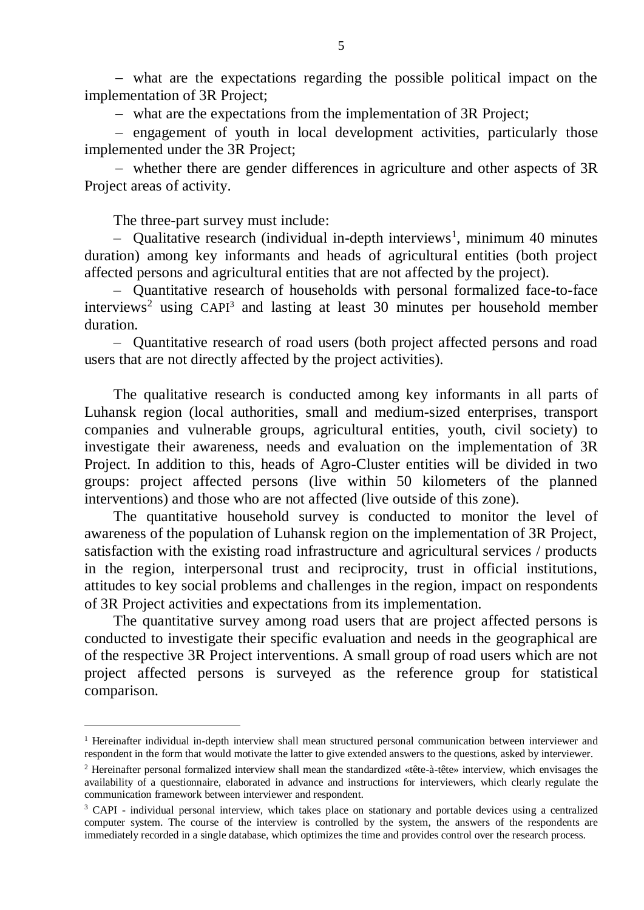- what are the expectations regarding the possible political impact on the implementation of 3R Project;
- what are the expectations from the implementation of 3R Project;
- engagement of youth in local development activities, particularly those implemented under the 3R Project;
- whether there are gender differences in agriculture and other aspects of 3R Project areas of activity.

The three-part survey must include:

- Qualitative research (individual in-depth interviews[1], minimum 40 minutes duration) among key informants and heads of agricultural entities (both project affected persons and agricultural entities that are not affected by the project).
- Quantitative research of households with personal formalized face-to-face interviews[2] using CAPI[3] and lasting at least 30 minutes per household member duration.
- Quantitative research of road users (both project affected persons and road users that are not directly affected by the project activities).

The qualitative research is conducted among key informants in all parts of Luhansk region (local authorities, small and medium-sized enterprises, transport companies and vulnerable groups, agricultural entities, youth, civil society) to investigate their awareness, needs and evaluation on the implementation of 3R Project. In addition to this, heads of Agro-Cluster entities will be divided in two groups: project affected persons (live within 50 kilometers of the planned interventions) and those who are not affected (live outside of this zone).

The quantitative household survey is conducted to monitor the level of awareness of the population of Luhansk region on the implementation of 3R Project, satisfaction with the existing road infrastructure and agricultural services / products in the region, interpersonal trust and reciprocity, trust in official institutions, attitudes to key social problems and challenges in the region, impact on respondents of 3R Project activities and expectations from its implementation.

The quantitative survey among road users that are project affected persons is conducted to investigate their specific evaluation and needs in the geographical are of the respective 3R Project interventions. A small group of road users which are not project affected persons is surveyed as the reference group for statistical comparison.

---

[1] Hereinafter individual in-depth interview shall mean structured personal communication between interviewer and respondent in the form that would motivate the latter to give extended answers to the questions, asked by interviewer.

[2] Hereinafter personal formalized interview shall mean the standardized «tête-à-tête» interview, which envisages the availability of a questionnaire, elaborated in advance and instructions for interviewers, which clearly regulate the communication framework between interviewer and respondent.

[3] CAPI - individual personal interview, which takes place on stationary and portable devices using a centralized computer system. The course of the interview is controlled by the system, the answers of the respondents are immediately recorded in a single database, which optimizes the time and provides control over the research process.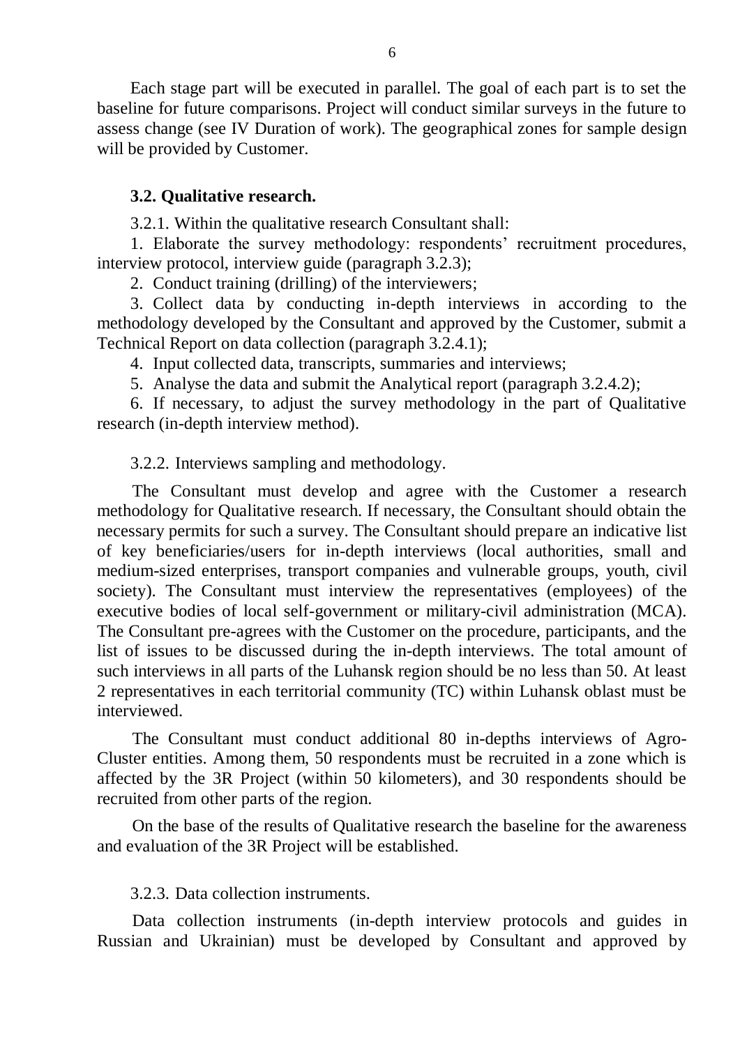Each stage part will be executed in parallel. The goal of each part is to set the baseline for future comparisons. Project will conduct similar surveys in the future to assess change (see IV Duration of work). The geographical zones for sample design will be provided by Customer.

### 3.2. Qualitative research.

3.2.1. Within the qualitative research Consultant shall:

1. Elaborate the survey methodology: respondents' recruitment procedures, interview protocol, interview guide (paragraph 3.2.3);
2. Conduct training (drilling) of the interviewers;
3. Collect data by conducting in-depth interviews in according to the methodology developed by the Consultant and approved by the Customer, submit a Technical Report on data collection (paragraph 3.2.4.1);
4. Input collected data, transcripts, summaries and interviews;
5. Analyse the data and submit the Analytical report (paragraph 3.2.4.2);
6. If necessary, to adjust the survey methodology in the part of Qualitative research (in-depth interview method).

3.2.2. Interviews sampling and methodology.

The Consultant must develop and agree with the Customer a research methodology for Qualitative research. If necessary, the Consultant should obtain the necessary permits for such a survey. The Consultant should prepare an indicative list of key beneficiaries/users for in-depth interviews (local authorities, small and medium-sized enterprises, transport companies and vulnerable groups, youth, civil society). The Consultant must interview the representatives (employees) of the executive bodies of local self-government or military-civil administration (MCA). The Consultant pre-agrees with the Customer on the procedure, participants, and the list of issues to be discussed during the in-depth interviews. The total amount of such interviews in all parts of the Luhansk region should be no less than 50. At least 2 representatives in each territorial community (TC) within Luhansk oblast must be interviewed.

The Consultant must conduct additional 80 in-depths interviews of Agro-Cluster entities. Among them, 50 respondents must be recruited in a zone which is affected by the 3R Project (within 50 kilometers), and 30 respondents should be recruited from other parts of the region.

On the base of the results of Qualitative research the baseline for the awareness and evaluation of the 3R Project will be established.

3.2.3. Data collection instruments.

Data collection instruments (in-depth interview protocols and guides in Russian and Ukrainian) must be developed by Consultant and approved by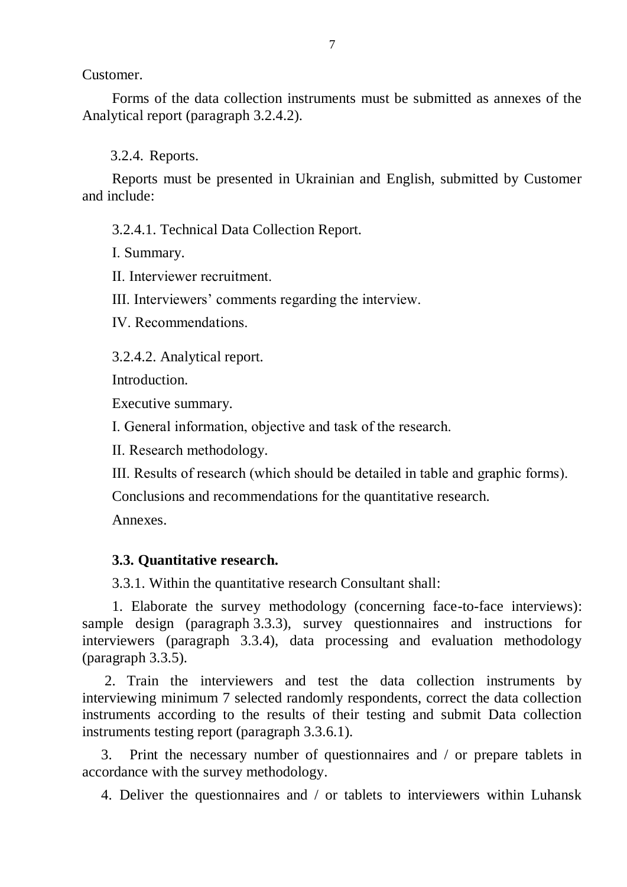Customer.

Forms of the data collection instruments must be submitted as annexes of the Analytical report (paragraph 3.2.4.2).

3.2.4. Reports.

Reports must be presented in Ukrainian and English, submitted by Customer and include:

3.2.4.1. Technical Data Collection Report.

I. Summary.

II. Interviewer recruitment.

III. Interviewers' comments regarding the interview.

IV. Recommendations.

3.2.4.2. Analytical report.

Introduction.

Executive summary.

I. General information, objective and task of the research.

II. Research methodology.

III. Results of research (which should be detailed in table and graphic forms).

Conclusions and recommendations for the quantitative research.

Annexes.

**3.3. Quantitative research.**

3.3.1. Within the quantitative research Consultant shall:

1. Elaborate the survey methodology (concerning face-to-face interviews): sample design (paragraph 3.3.3), survey questionnaires and instructions for interviewers (paragraph 3.3.4), data processing and evaluation methodology (paragraph 3.3.5).

2. Train the interviewers and test the data collection instruments by interviewing minimum 7 selected randomly respondents, correct the data collection instruments according to the results of their testing and submit Data collection instruments testing report (paragraph 3.3.6.1).

3. Print the necessary number of questionnaires and / or prepare tablets in accordance with the survey methodology.

4. Deliver the questionnaires and / or tablets to interviewers within Luhansk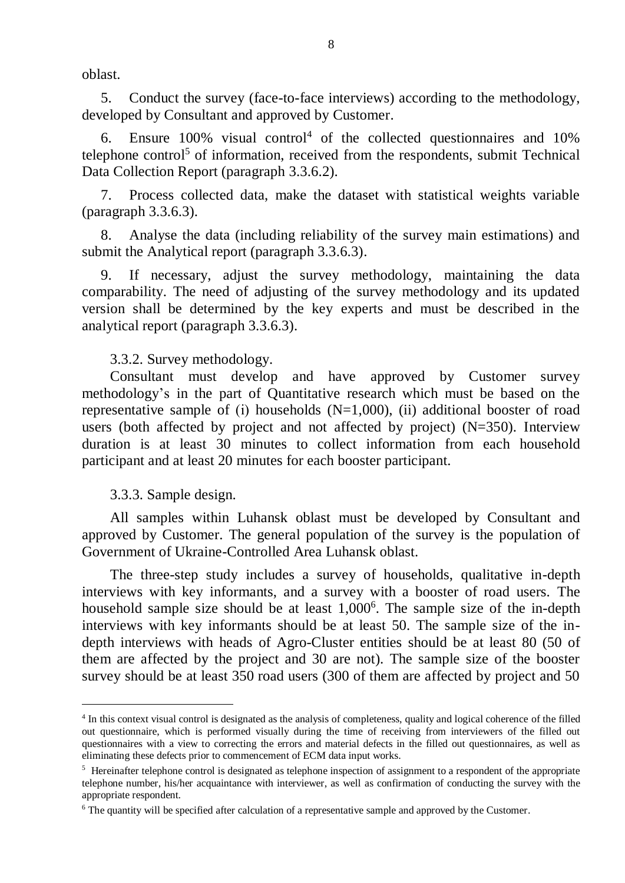oblast.

5. Conduct the survey (face-to-face interviews) according to the methodology, developed by Consultant and approved by Customer.

6. Ensure 100% visual control[4] of the collected questionnaires and 10% telephone control[5] of information, received from the respondents, submit Technical Data Collection Report (paragraph 3.3.6.2).

7. Process collected data, make the dataset with statistical weights variable (paragraph 3.3.6.3).

8. Analyse the data (including reliability of the survey main estimations) and submit the Analytical report (paragraph 3.3.6.3).

9. If necessary, adjust the survey methodology, maintaining the data comparability. The need of adjusting of the survey methodology and its updated version shall be determined by the key experts and must be described in the analytical report (paragraph 3.3.6.3).

3.3.2. Survey methodology.

Consultant must develop and have approved by Customer survey methodology's in the part of Quantitative research which must be based on the representative sample of (i) households (N=1,000), (ii) additional booster of road users (both affected by project and not affected by project) (N=350). Interview duration is at least 30 minutes to collect information from each household participant and at least 20 minutes for each booster participant.

3.3.3. Sample design.

All samples within Luhansk oblast must be developed by Consultant and approved by Customer. The general population of the survey is the population of Government of Ukraine-Controlled Area Luhansk oblast.

The three-step study includes a survey of households, qualitative in-depth interviews with key informants, and a survey with a booster of road users. The household sample size should be at least 1,000[6]. The sample size of the in-depth interviews with key informants should be at least 50. The sample size of the in-depth interviews with heads of Agro-Cluster entities should be at least 80 (50 of them are affected by the project and 30 are not). The sample size of the booster survey should be at least 350 road users (300 of them are affected by project and 50

---

[4] In this context visual control is designated as the analysis of completeness, quality and logical coherence of the filled out questionnaire, which is performed visually during the time of receiving from interviewers of the filled out questionnaires with a view to correcting the errors and material defects in the filled out questionnaires, as well as eliminating these defects prior to commencement of ECM data input works.

[5] Hereinafter telephone control is designated as telephone inspection of assignment to a respondent of the appropriate telephone number, his/her acquaintance with interviewer, as well as confirmation of conducting the survey with the appropriate respondent.

[6] The quantity will be specified after calculation of a representative sample and approved by the Customer.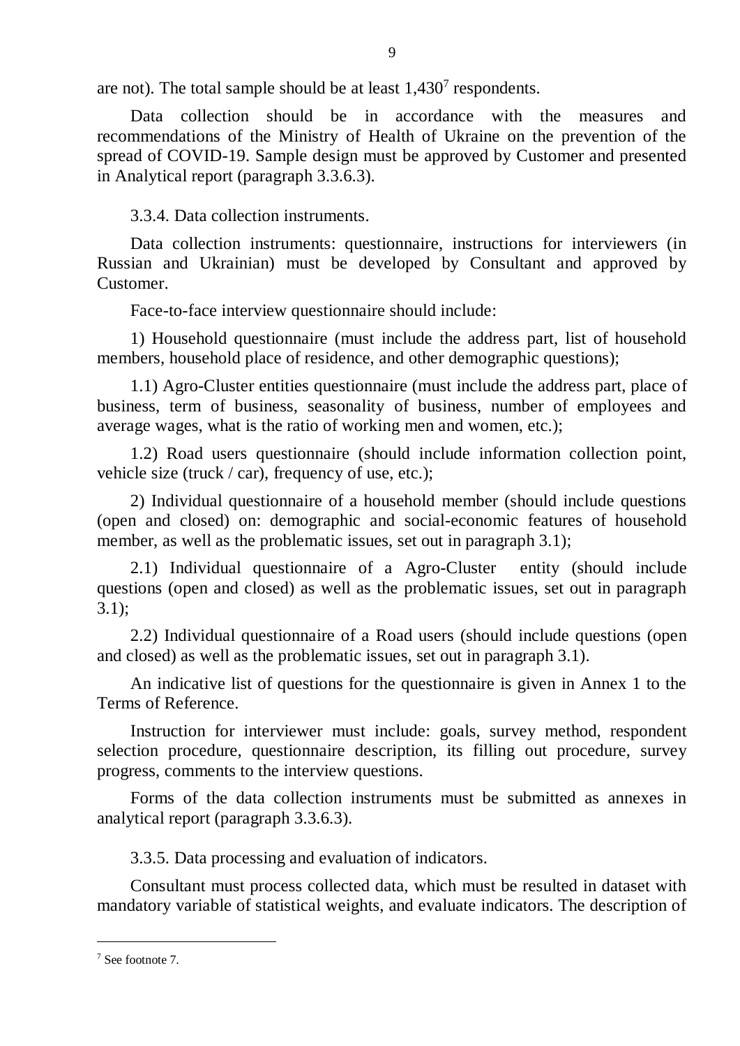are not). The total sample should be at least 1,430[7] respondents.

Data collection should be in accordance with the measures and recommendations of the Ministry of Health of Ukraine on the prevention of the spread of COVID-19. Sample design must be approved by Customer and presented in Analytical report (paragraph 3.3.6.3).

3.3.4. Data collection instruments.

Data collection instruments: questionnaire, instructions for interviewers (in Russian and Ukrainian) must be developed by Consultant and approved by Customer.

Face-to-face interview questionnaire should include:

1) Household questionnaire (must include the address part, list of household members, household place of residence, and other demographic questions);

1.1) Agro-Cluster entities questionnaire (must include the address part, place of business, term of business, seasonality of business, number of employees and average wages, what is the ratio of working men and women, etc.);

1.2) Road users questionnaire (should include information collection point, vehicle size (truck / car), frequency of use, etc.);

2) Individual questionnaire of a household member (should include questions (open and closed) on: demographic and social-economic features of household member, as well as the problematic issues, set out in paragraph 3.1);

2.1) Individual questionnaire of a Agro-Cluster entity (should include questions (open and closed) as well as the problematic issues, set out in paragraph 3.1);

2.2) Individual questionnaire of a Road users (should include questions (open and closed) as well as the problematic issues, set out in paragraph 3.1).

An indicative list of questions for the questionnaire is given in Annex 1 to the Terms of Reference.

Instruction for interviewer must include: goals, survey method, respondent selection procedure, questionnaire description, its filling out procedure, survey progress, comments to the interview questions.

Forms of the data collection instruments must be submitted as annexes in analytical report (paragraph 3.3.6.3).

3.3.5. Data processing and evaluation of indicators.

Consultant must process collected data, which must be resulted in dataset with mandatory variable of statistical weights, and evaluate indicators. The description of

[7] See footnote 7.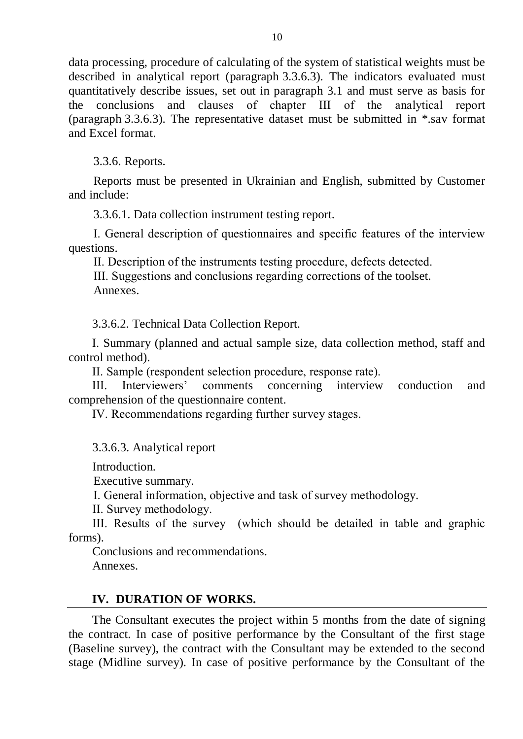data processing, procedure of calculating of the system of statistical weights must be described in analytical report (paragraph 3.3.6.3). The indicators evaluated must quantitatively describe issues, set out in paragraph 3.1 and must serve as basis for the conclusions and clauses of chapter III of the analytical report (paragraph 3.3.6.3). The representative dataset must be submitted in *.sav format and Excel format.

3.3.6. Reports.

Reports must be presented in Ukrainian and English, submitted by Customer and include:

3.3.6.1. Data collection instrument testing report.

I. General description of questionnaires and specific features of the interview questions.

II. Description of the instruments testing procedure, defects detected.

III. Suggestions and conclusions regarding corrections of the toolset.

Annexes.

3.3.6.2. Technical Data Collection Report.

I. Summary (planned and actual sample size, data collection method, staff and control method).

II. Sample (respondent selection procedure, response rate).

III. Interviewers' comments concerning interview conduction and comprehension of the questionnaire content.

IV. Recommendations regarding further survey stages.

3.3.6.3. Analytical report

Introduction.

Executive summary.

I. General information, objective and task of survey methodology.

II. Survey methodology.

III. Results of the survey (which should be detailed in table and graphic forms).

Conclusions and recommendations.

Annexes.

## IV. DURATION OF WORKS.

The Consultant executes the project within 5 months from the date of signing the contract. In case of positive performance by the Consultant of the first stage (Baseline survey), the contract with the Consultant may be extended to the second stage (Midline survey). In case of positive performance by the Consultant of the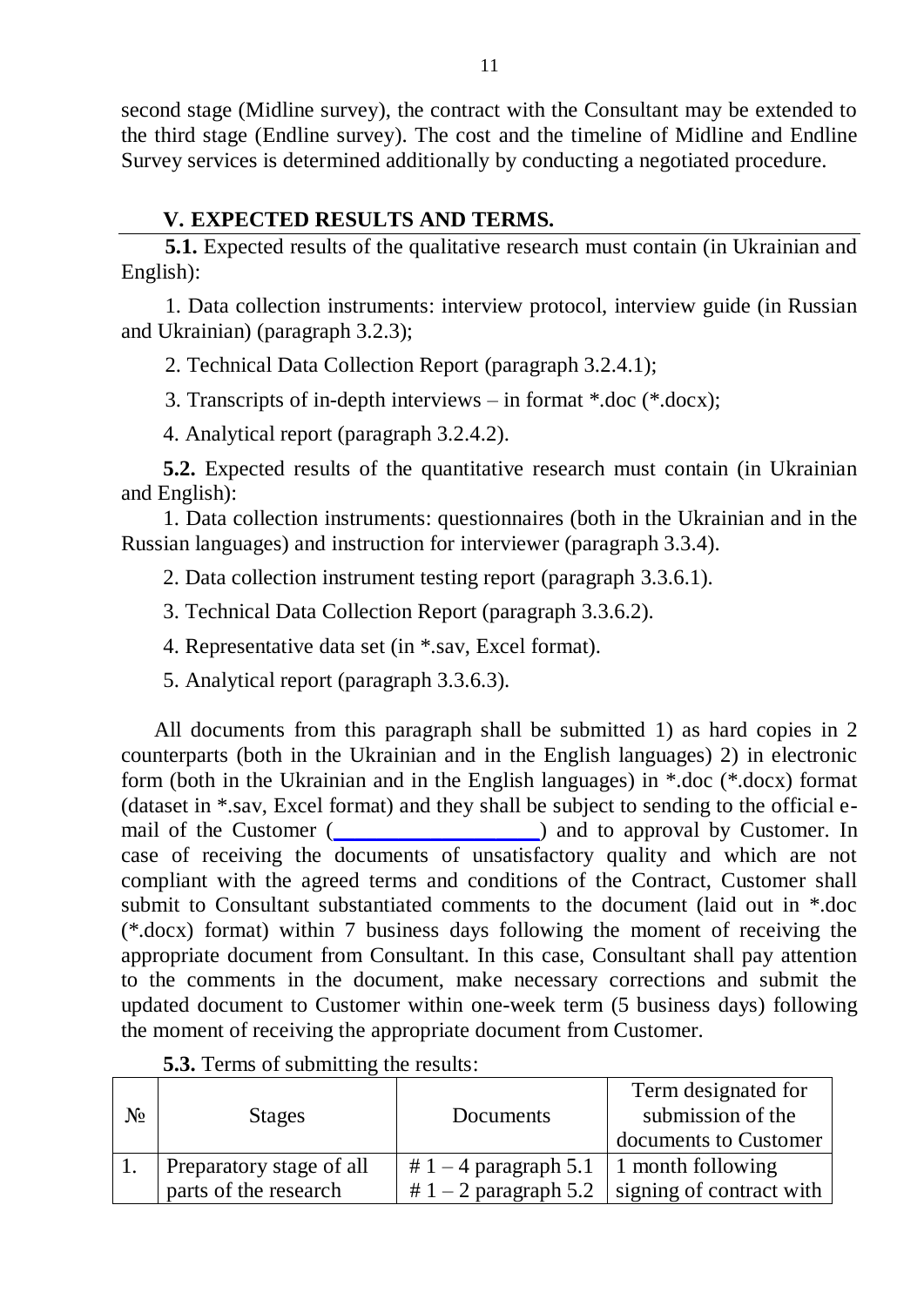second stage (Midline survey), the contract with the Consultant may be extended to the third stage (Endline survey). The cost and the timeline of Midline and Endline Survey services is determined additionally by conducting a negotiated procedure.

## V. EXPECTED RESULTS AND TERMS.

**5.1.** Expected results of the qualitative research must contain (in Ukrainian and English):

1. Data collection instruments: interview protocol, interview guide (in Russian and Ukrainian) (paragraph 3.2.3);
2. Technical Data Collection Report (paragraph 3.2.4.1);
3. Transcripts of in-depth interviews – in format *.doc (*.docx);
4. Analytical report (paragraph 3.2.4.2).

**5.2.** Expected results of the quantitative research must contain (in Ukrainian and English):

1. Data collection instruments: questionnaires (both in the Ukrainian and in the Russian languages) and instruction for interviewer (paragraph 3.3.4).
2. Data collection instrument testing report (paragraph 3.3.6.1).
3. Technical Data Collection Report (paragraph 3.3.6.2).
4. Representative data set (in *.sav, Excel format).
5. Analytical report (paragraph 3.3.6.3).

All documents from this paragraph shall be submitted 1) as hard copies in 2 counterparts (both in the Ukrainian and in the English languages) 2) in electronic form (both in the Ukrainian and in the English languages) in *.doc (*.docx) format (dataset in *.sav, Excel format) and they shall be subject to sending to the official e-mail of the Customer (__________________) and to approval by Customer. In case of receiving the documents of unsatisfactory quality and which are not compliant with the agreed terms and conditions of the Contract, Customer shall submit to Consultant substantiated comments to the document (laid out in *.doc (*.docx) format) within 7 business days following the moment of receiving the appropriate document from Consultant. In this case, Consultant shall pay attention to the comments in the document, make necessary corrections and submit the updated document to Customer within one-week term (5 business days) following the moment of receiving the appropriate document from Customer.

**5.3.** Terms of submitting the results:

| № | Stages | Documents | Term designated for submission of the documents to Customer |
|---|---|---|---|
| 1. | Preparatory stage of all parts of the research | # 1 – 4 paragraph 5.1<br># 1 – 2 paragraph 5.2 | 1 month following signing of contract with |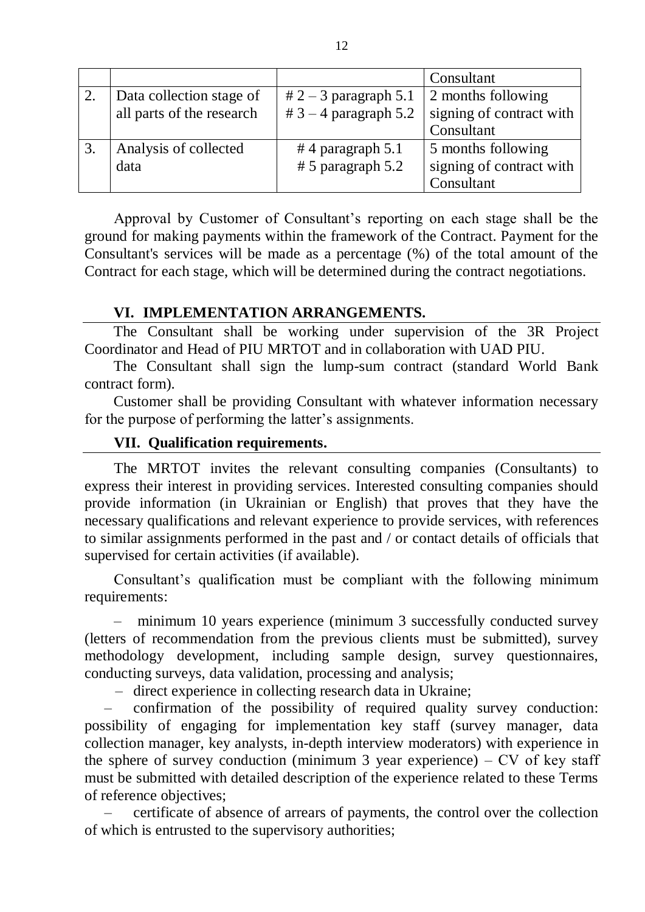| | | | Consultant |
|---|---|---|---|
| 2. | Data collection stage of all parts of the research | # 2 – 3 paragraph 5.1<br># 3 – 4 paragraph 5.2 | 2 months following signing of contract with Consultant |
| 3. | Analysis of collected data | # 4 paragraph 5.1<br># 5 paragraph 5.2 | 5 months following signing of contract with Consultant |

Approval by Customer of Consultant's reporting on each stage shall be the ground for making payments within the framework of the Contract. Payment for the Consultant's services will be made as a percentage (%) of the total amount of the Contract for each stage, which will be determined during the contract negotiations.

## VI. IMPLEMENTATION ARRANGEMENTS.

The Consultant shall be working under supervision of the 3R Project Coordinator and Head of PIU MRTOT and in collaboration with UAD PIU.

The Consultant shall sign the lump-sum contract (standard World Bank contract form).

Customer shall be providing Consultant with whatever information necessary for the purpose of performing the latter's assignments.

## VII. Qualification requirements.

The MRTOT invites the relevant consulting companies (Consultants) to express their interest in providing services. Interested consulting companies should provide information (in Ukrainian or English) that proves that they have the necessary qualifications and relevant experience to provide services, with references to similar assignments performed in the past and / or contact details of officials that supervised for certain activities (if available).

Consultant's qualification must be compliant with the following minimum requirements:

– minimum 10 years experience (minimum 3 successfully conducted survey (letters of recommendation from the previous clients must be submitted), survey methodology development, including sample design, survey questionnaires, conducting surveys, data validation, processing and analysis;

– direct experience in collecting research data in Ukraine;

– confirmation of the possibility of required quality survey conduction: possibility of engaging for implementation key staff (survey manager, data collection manager, key analysts, in-depth interview moderators) with experience in the sphere of survey conduction (minimum 3 year experience) – CV of key staff must be submitted with detailed description of the experience related to these Terms of reference objectives;

– certificate of absence of arrears of payments, the control over the collection of which is entrusted to the supervisory authorities;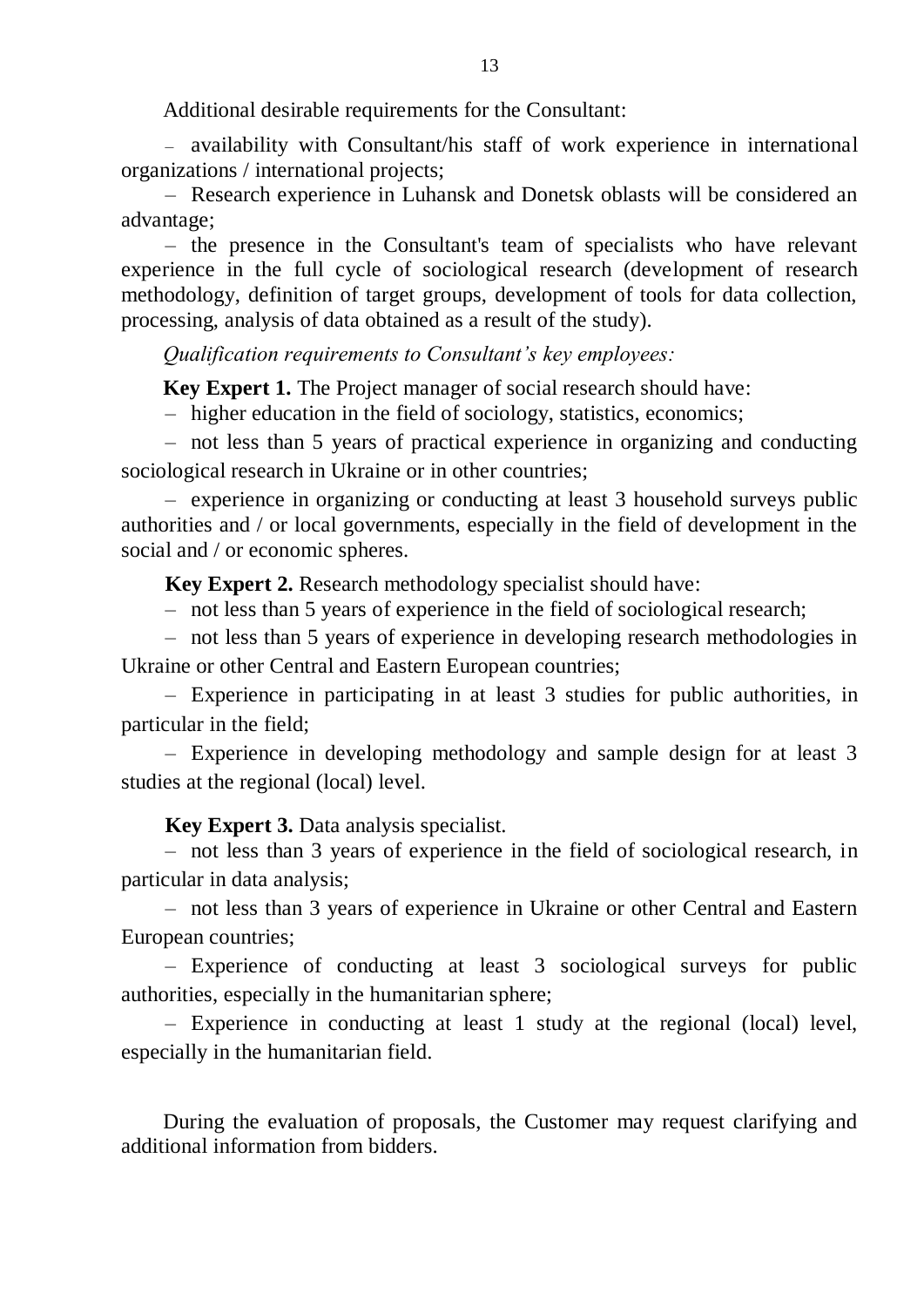Additional desirable requirements for the Consultant:

– availability with Consultant/his staff of work experience in international organizations / international projects;

– Research experience in Luhansk and Donetsk oblasts will be considered an advantage;

– the presence in the Consultant's team of specialists who have relevant experience in the full cycle of sociological research (development of research methodology, definition of target groups, development of tools for data collection, processing, analysis of data obtained as a result of the study).

*Qualification requirements to Consultant's key employees:*

**Key Expert 1.** The Project manager of social research should have:

– higher education in the field of sociology, statistics, economics;

– not less than 5 years of practical experience in organizing and conducting sociological research in Ukraine or in other countries;

– experience in organizing or conducting at least 3 household surveys public authorities and / or local governments, especially in the field of development in the social and / or economic spheres.

**Key Expert 2.** Research methodology specialist should have:

– not less than 5 years of experience in the field of sociological research;

– not less than 5 years of experience in developing research methodologies in Ukraine or other Central and Eastern European countries;

– Experience in participating in at least 3 studies for public authorities, in particular in the field;

– Experience in developing methodology and sample design for at least 3 studies at the regional (local) level.

**Key Expert 3.** Data analysis specialist.

– not less than 3 years of experience in the field of sociological research, in particular in data analysis;

– not less than 3 years of experience in Ukraine or other Central and Eastern European countries;

– Experience of conducting at least 3 sociological surveys for public authorities, especially in the humanitarian sphere;

– Experience in conducting at least 1 study at the regional (local) level, especially in the humanitarian field.

During the evaluation of proposals, the Customer may request clarifying and additional information from bidders.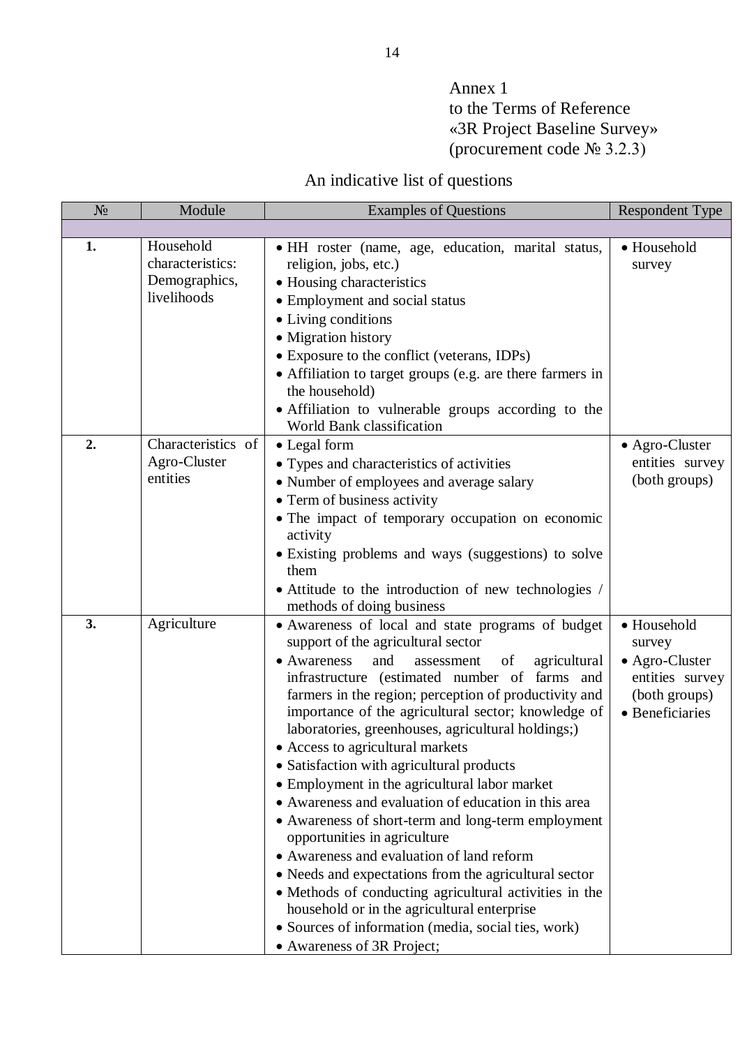Annex 1
to the Terms of Reference
«3R Project Baseline Survey»
(procurement code № 3.2.3)

## An indicative list of questions

| № | Module | Examples of Questions | Respondent Type |
|---|---|---|---|
| | | | |
| **1.** | Household characteristics: Demographics, livelihoods | • HH roster (name, age, education, marital status, religion, jobs, etc.)<br>• Housing characteristics<br>• Employment and social status<br>• Living conditions<br>• Migration history<br>• Exposure to the conflict (veterans, IDPs)<br>• Affiliation to target groups (e.g. are there farmers in the household)<br>• Affiliation to vulnerable groups according to the World Bank classification | • Household survey |
| **2.** | Characteristics of Agro-Cluster entities | • Legal form<br>• Types and characteristics of activities<br>• Number of employees and average salary<br>• Term of business activity<br>• The impact of temporary occupation on economic activity<br>• Existing problems and ways (suggestions) to solve them<br>• Attitude to the introduction of new technologies / methods of doing business | • Agro-Cluster entities survey (both groups) |
| **3.** | Agriculture | • Awareness of local and state programs of budget support of the agricultural sector<br>• Awareness and assessment of agricultural infrastructure (estimated number of farms and farmers in the region; perception of productivity and importance of the agricultural sector; knowledge of laboratories, greenhouses, agricultural holdings;)<br>• Access to agricultural markets<br>• Satisfaction with agricultural products<br>• Employment in the agricultural labor market<br>• Awareness and evaluation of education in this area<br>• Awareness of short-term and long-term employment opportunities in agriculture<br>• Awareness and evaluation of land reform<br>• Needs and expectations from the agricultural sector<br>• Methods of conducting agricultural activities in the household or in the agricultural enterprise<br>• Sources of information (media, social ties, work)<br>• Awareness of 3R Project; | • Household survey<br>• Agro-Cluster entities survey (both groups)<br>• Beneficiaries |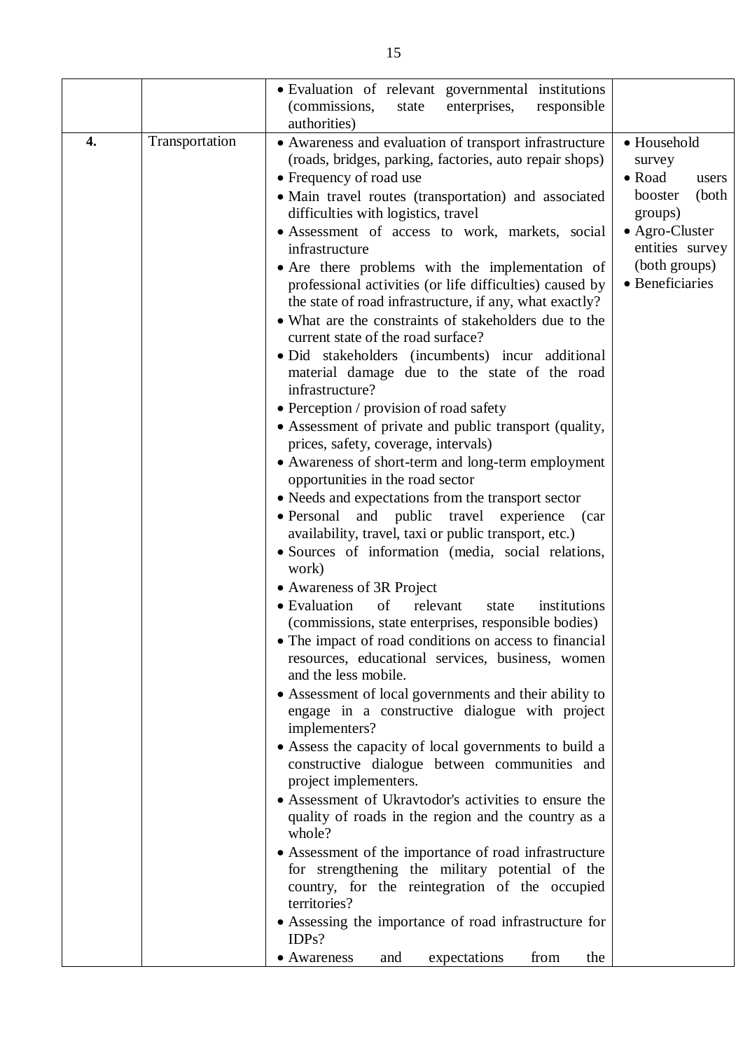| | | | |
|---|---|---|---|
| | | • Evaluation of relevant governmental institutions (commissions, state enterprises, responsible authorities) | |
| **4.** | Transportation | • Awareness and evaluation of transport infrastructure (roads, bridges, parking, factories, auto repair shops)<br>• Frequency of road use<br>• Main travel routes (transportation) and associated difficulties with logistics, travel<br>• Assessment of access to work, markets, social infrastructure<br>• Are there problems with the implementation of professional activities (or life difficulties) caused by the state of road infrastructure, if any, what exactly?<br>• What are the constraints of stakeholders due to the current state of the road surface?<br>• Did stakeholders (incumbents) incur additional material damage due to the state of the road infrastructure?<br>• Perception / provision of road safety<br>• Assessment of private and public transport (quality, prices, safety, coverage, intervals)<br>• Awareness of short-term and long-term employment opportunities in the road sector<br>• Needs and expectations from the transport sector<br>• Personal and public travel experience (car availability, travel, taxi or public transport, etc.)<br>• Sources of information (media, social relations, work)<br>• Awareness of 3R Project<br>• Evaluation of relevant state institutions (commissions, state enterprises, responsible bodies)<br>• The impact of road conditions on access to financial resources, educational services, business, women and the less mobile.<br>• Assessment of local governments and their ability to engage in a constructive dialogue with project implementers?<br>• Assess the capacity of local governments to build a constructive dialogue between communities and project implementers.<br>• Assessment of Ukravtodor's activities to ensure the quality of roads in the region and the country as a whole?<br>• Assessment of the importance of road infrastructure for strengthening the military potential of the country, for the reintegration of the occupied territories?<br>• Assessing the importance of road infrastructure for IDPs?<br>• Awareness and expectations from the | • Household survey<br>• Road users booster (both groups)<br>• Agro-Cluster entities survey (both groups)<br>• Beneficiaries |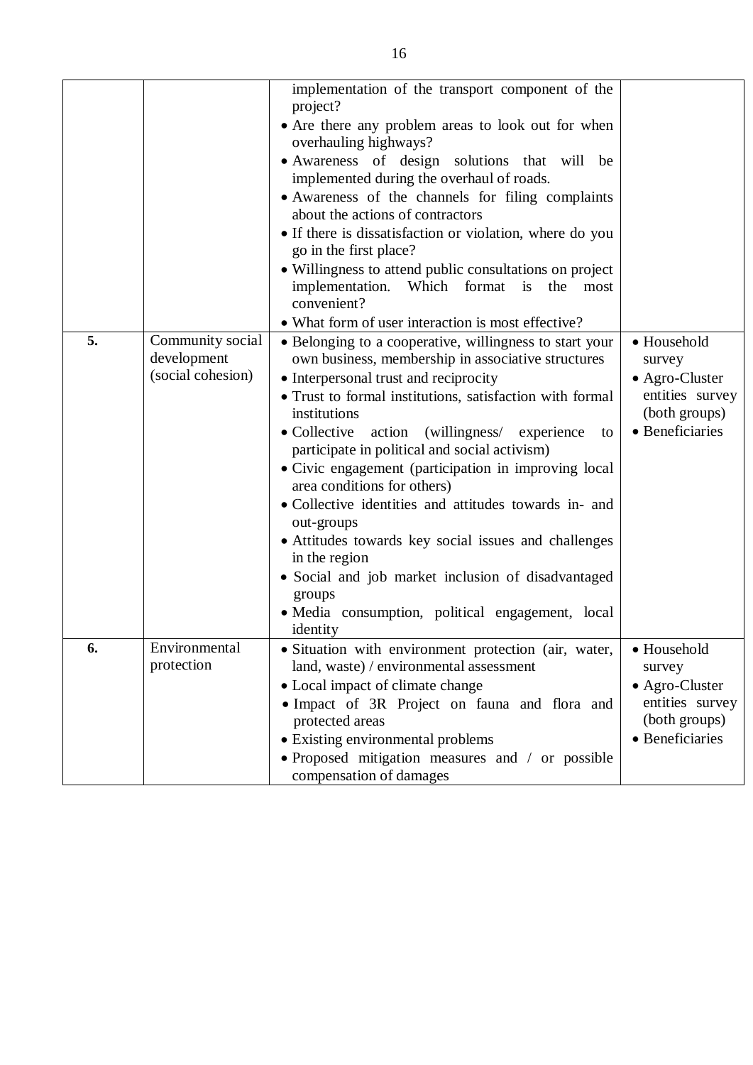| | | | |
|---|---|---|---|
| | | implementation of the transport component of the project?<br>• Are there any problem areas to look out for when overhauling highways?<br>• Awareness of design solutions that will be implemented during the overhaul of roads.<br>• Awareness of the channels for filing complaints about the actions of contractors<br>• If there is dissatisfaction or violation, where do you go in the first place?<br>• Willingness to attend public consultations on project implementation. Which format is the most convenient?<br>• What form of user interaction is most effective? | |
| **5.** | Community social development (social cohesion) | • Belonging to a cooperative, willingness to start your own business, membership in associative structures<br>• Interpersonal trust and reciprocity<br>• Trust to formal institutions, satisfaction with formal institutions<br>• Collective action (willingness/ experience to participate in political and social activism)<br>• Civic engagement (participation in improving local area conditions for others)<br>• Collective identities and attitudes towards in- and out-groups<br>• Attitudes towards key social issues and challenges in the region<br>• Social and job market inclusion of disadvantaged groups<br>• Media consumption, political engagement, local identity | • Household survey<br>• Agro-Cluster entities survey (both groups)<br>• Beneficiaries |
| **6.** | Environmental protection | • Situation with environment protection (air, water, land, waste) / environmental assessment<br>• Local impact of climate change<br>• Impact of 3R Project on fauna and flora and protected areas<br>• Existing environmental problems<br>• Proposed mitigation measures and / or possible compensation of damages | • Household survey<br>• Agro-Cluster entities survey (both groups)<br>• Beneficiaries |